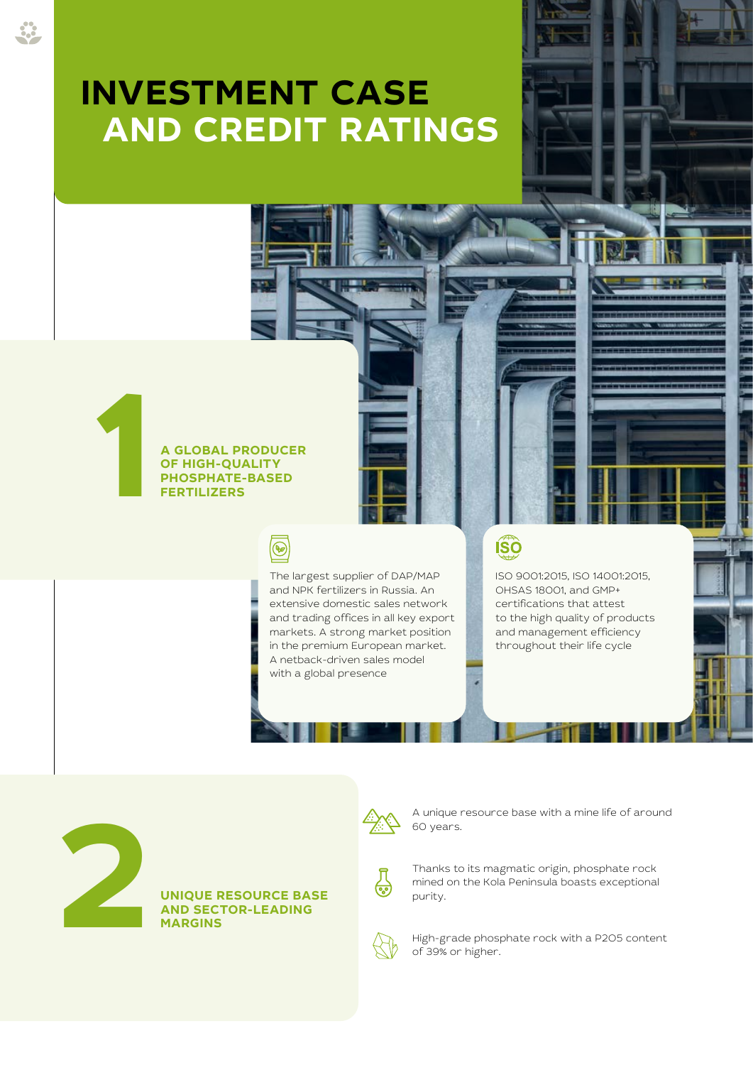# INVESTMENT CASE AND CREDIT RATINGS

## 1 A GLOBAL PRODUCER OF HIGH-QUALITY PHOSPHATE-BASED FERTILIZERS

The largest supplier of DAP/MAP and NPK fertilizers in Russia. An extensive domestic sales network and trading offices in all key export markets. A strong market position in the premium European market. A netback-driven sales model with a global presence

ISO 9001:2015, ISO 14001:2015, OHSAS 18001, and GMP+ certifications that attest to the high quality of products and management efficiency throughout their life cycle

## 2 UNIQUE RESOURCE BASE AND SECTOR-LEADING MARGINS

A unique resource base with a mine life of around 60 years.

Thanks to its magmatic origin, phosphate rock mined on the Kola Peninsula boasts exceptional purity.

High-grade phosphate rock with a P2O5 content of 39% or higher.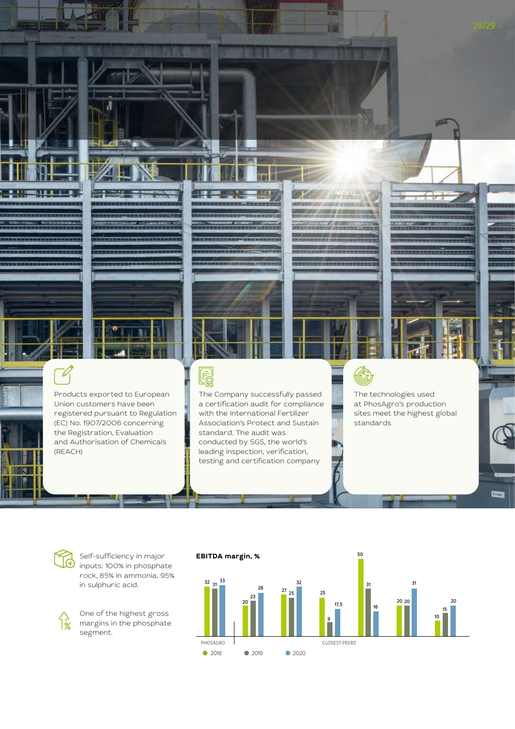Products exported to European Union customers have been registered pursuant to Regulation (EC) No. 1907/2006 concerning the Registration, Evaluation and Authorisation of Chemicals (REACH)

The Company successfully passed a certification audit for compliance with the International Fertilizer Association's Protect and Sustain standard. The audit was conducted by SGS, the world's leading inspection, verification, testing and certification company

The technologies used at PhosAgro's production sites meet the highest global standards

Self-sufficiency in major inputs: 100% in phosphate rock, 85% in ammonia, 95% in sulphuric acid.

One of the highest gross margins in the phosphate segment.

**EBITDA margin, %**

| | 2018 | 2019 | 2020 |
|---|---|---|---|
| PHOSAGRO | 32 | 31 | 33 |
| CLOSEST PEERS | 20 | 23 | 28 |
| | 27 | 25 | 32 |
| | 25 | 9 | 17,5 |
| | 50 | 31 | 16 |
| | 20 | 20 | 31 |
| | 10 | 15 | 20 |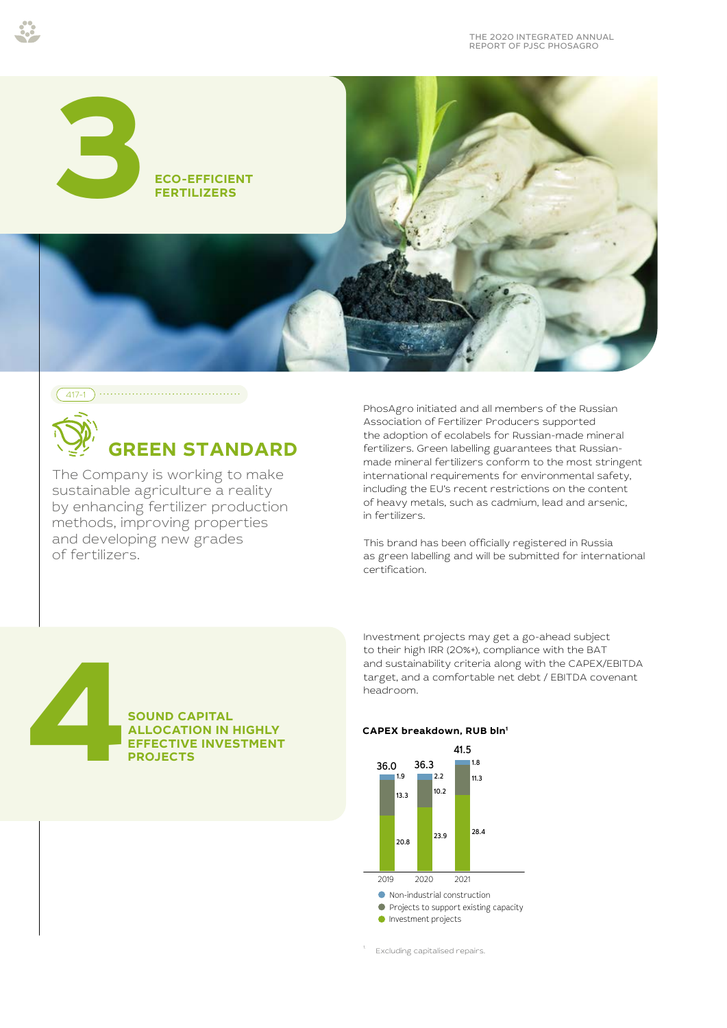## 3 ECO-EFFICIENT FERTILIZERS

417-1

## GREEN STANDARD

The Company is working to make sustainable agriculture a reality by enhancing fertilizer production methods, improving properties and developing new grades of fertilizers.

PhosAgro initiated and all members of the Russian Association of Fertilizer Producers supported the adoption of ecolabels for Russian-made mineral fertilizers. Green labelling guarantees that Russian-made mineral fertilizers conform to the most stringent international requirements for environmental safety, including the EU's recent restrictions on the content of heavy metals, such as cadmium, lead and arsenic, in fertilizers.

This brand has been officially registered in Russia as green labelling and will be submitted for international certification.

## 4 SOUND CAPITAL ALLOCATION IN HIGHLY EFFECTIVE INVESTMENT PROJECTS

Investment projects may get a go-ahead subject to their high IRR (20%+), compliance with the BAT and sustainability criteria along with the CAPEX/EBITDA target, and a comfortable net debt / EBITDA covenant headroom.

**CAPEX breakdown, RUB bln[1]**

| | 2019 | 2020 | 2021 |
|---|---|---|---|
| Non-industrial construction | 1.9 | 2.2 | 1.8 |
| Projects to support existing capacity | 13.3 | 10.2 | 11.3 |
| Investment projects | 20.8 | 23.9 | 28.4 |
| Total | 36.0 | 36.3 | 41.5 |

[1] Excluding capitalised repairs.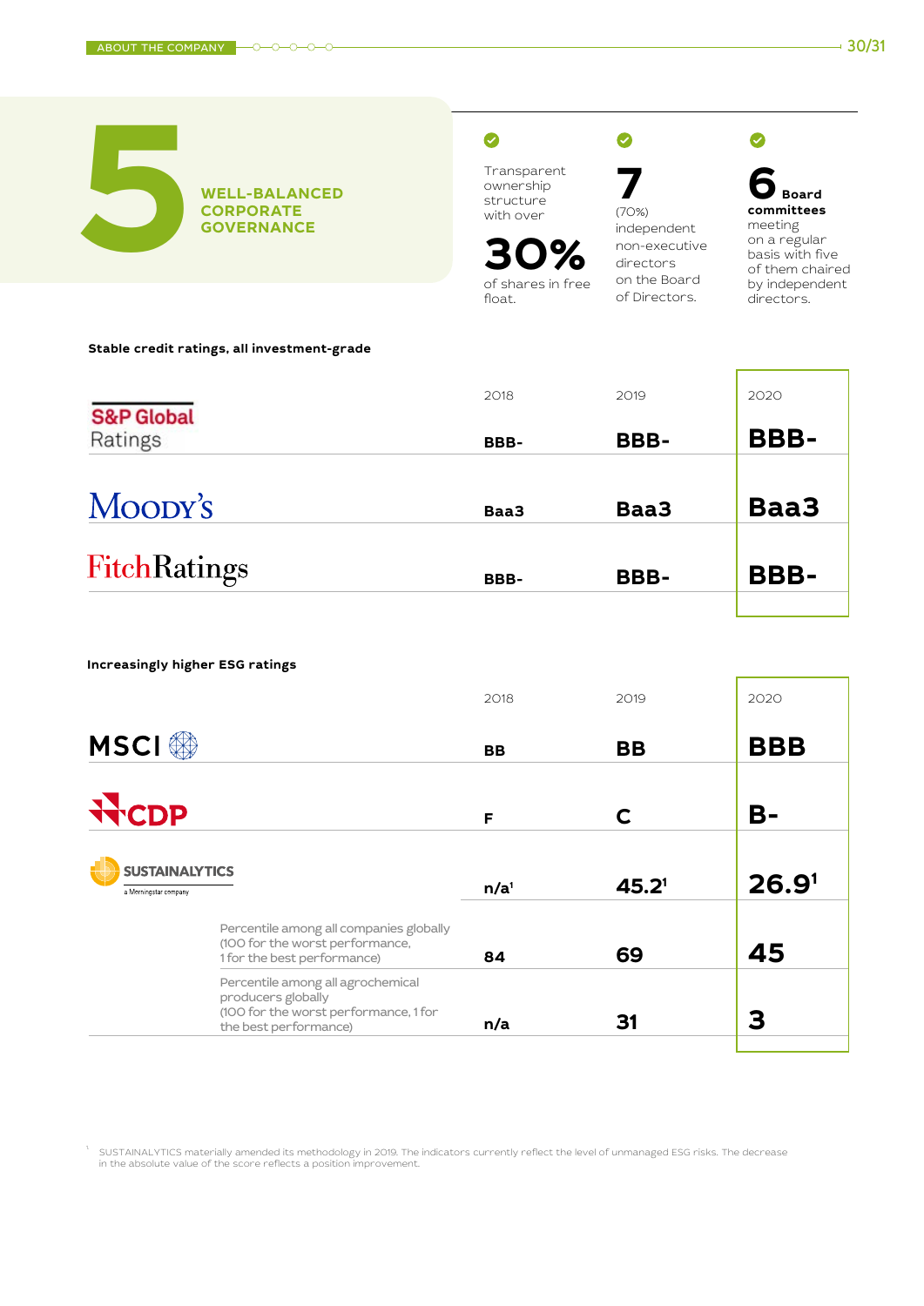# 5 WELL-BALANCED CORPORATE GOVERNANCE

Transparent ownership structure with over **30%** of shares in free float.

**7** (70%) independent non-executive directors on the Board of Directors.

**6 Board committees** meeting on a regular basis with five of them chaired by independent directors.

**Stable credit ratings, all investment-grade**

| | 2018 | 2019 | 2020 |
|---|---|---|---|
| S&P Global Ratings | BBB- | BBB- | BBB- |
| Moody's | Baa3 | Baa3 | Baa3 |
| FitchRatings | BBB- | BBB- | BBB- |

**Increasingly higher ESG ratings**

| | 2018 | 2019 | 2020 |
|---|---|---|---|
| MSCI | BB | BB | BBB |
| CDP | F | C | B- |
| SUSTAINALYTICS (a Morningstar company) | n/a[1] | 45.2[1] | 26.9[1] |
| Percentile among all companies globally (100 for the worst performance, 1 for the best performance) | 84 | 69 | 45 |
| Percentile among all agrochemical producers globally (100 for the worst performance, 1 for the best performance) | n/a | 31 | 3 |

[1] SUSTAINALYTICS materially amended its methodology in 2019. The indicators currently reflect the level of unmanaged ESG risks. The decrease in the absolute value of the score reflects a position improvement.